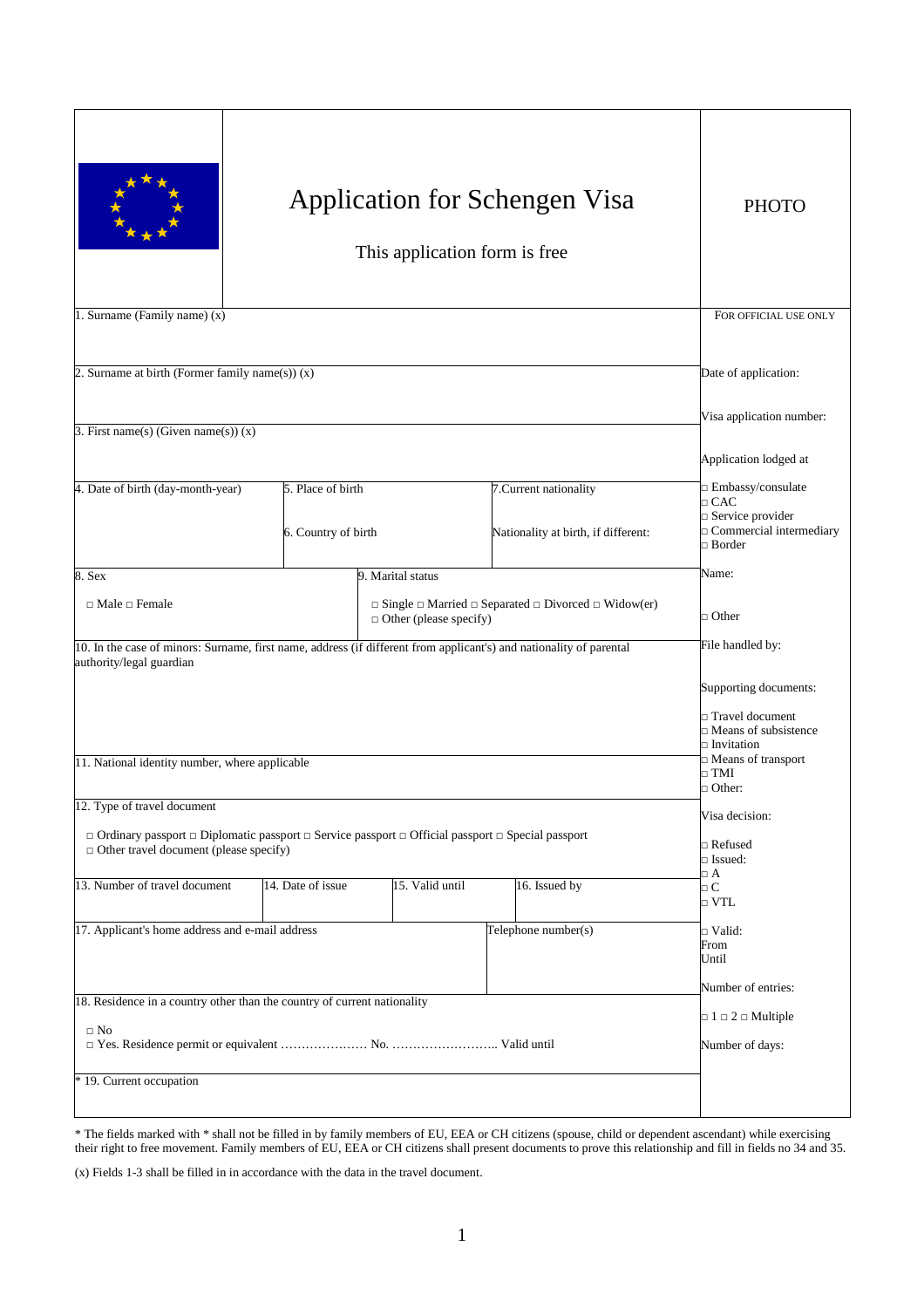# Application for Schengen Visa

This application form is free

PHOTO

1. Surname (Family name) (x)

2. Surname at birth (Former family name(s)) (x)

3. First name(s) (Given name(s)) (x)

4. Date of birth (day-month-year)

5. Place of birth

6. Country of birth

7. Current nationality

Nationality at birth, if different:

8. Sex

□ Male □ Female

9. Marital status

□ Single □ Married □ Separated □ Divorced □ Widow(er)
□ Other (please specify)

10. In the case of minors: Surname, first name, address (if different from applicant's) and nationality of parental authority/legal guardian

11. National identity number, where applicable

12. Type of travel document

□ Ordinary passport □ Diplomatic passport □ Service passport □ Official passport □ Special passport
□ Other travel document (please specify)

13. Number of travel document

14. Date of issue

15. Valid until

16. Issued by

17. Applicant's home address and e-mail address

Telephone number(s)

18. Residence in a country other than the country of current nationality

□ No
□ Yes. Residence permit or equivalent ………………… No. …………………….. Valid until

\* 19. Current occupation

FOR OFFICIAL USE ONLY

Date of application:

Visa application number:

Application lodged at

□ Embassy/consulate
□ CAC
□ Service provider
□ Commercial intermediary
□ Border

Name:

□ Other

File handled by:

Supporting documents:

□ Travel document
□ Means of subsistence
□ Invitation
□ Means of transport
□ TMI
□ Other:

Visa decision:

□ Refused
□ Issued:
□ A
□ C
□ VTL

□ Valid:
From
Until

Number of entries:

□ 1 □ 2 □ Multiple

Number of days:

\* The fields marked with * shall not be filled in by family members of EU, EEA or CH citizens (spouse, child or dependent ascendant) while exercising their right to free movement. Family members of EU, EEA or CH citizens shall present documents to prove this relationship and fill in fields no 34 and 35.

(x) Fields 1-3 shall be filled in in accordance with the data in the travel document.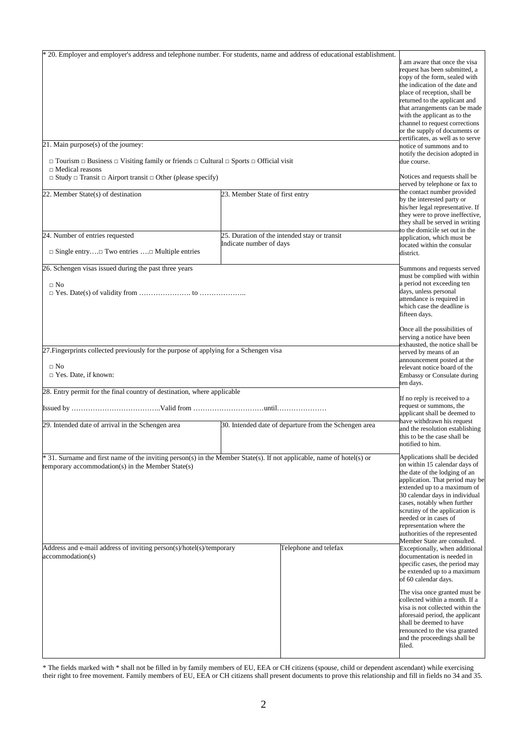\* 20. Employer and employer's address and telephone number. For students, name and address of educational establishment.

21. Main purpose(s) of the journey:

□ Tourism □ Business □ Visiting family or friends □ Cultural □ Sports □ Official visit
□ Medical reasons
□ Study □ Transit □ Airport transit □ Other (please specify)

| 22. Member State(s) of destination | 23. Member State of first entry |
|---|---|
| | |

| 24. Number of entries requested | 25. Duration of the intended stay or transit<br>Indicate number of days |
|---|---|
| □ Single entry….□ Two entries ….□ Multiple entries | |

26. Schengen visas issued during the past three years

□ No
□ Yes. Date(s) of validity from …………………. to ………………..

27.Fingerprints collected previously for the purpose of applying for a Schengen visa

□ No
□ Yes. Date, if known:

28. Entry permit for the final country of destination, where applicable

Issued by ………………………………..Valid from …………………………until…………………

| 29. Intended date of arrival in the Schengen area | 30. Intended date of departure from the Schengen area |
|---|---|
| | |

\* 31. Surname and first name of the inviting person(s) in the Member State(s). If not applicable, name of hotel(s) or temporary accommodation(s) in the Member State(s)

| Address and e-mail address of inviting person(s)/hotel(s)/temporary accommodation(s) | Telephone and telefax |
|---|---|
| | |

I am aware that once the visa request has been submitted, a copy of the form, sealed with the indication of the date and place of reception, shall be returned to the applicant and that arrangements can be made with the applicant as to the channel to request corrections or the supply of documents or certificates, as well as to serve notice of summons and to notify the decision adopted in due course.

Notices and requests shall be served by telephone or fax to the contact number provided by the interested party or his/her legal representative. If they were to prove ineffective, they shall be served in writing to the domicile set out in the application, which must be located within the consular district.

Summons and requests served must be complied with within a period not exceeding ten days, unless personal attendance is required in which case the deadline is fifteen days.

Once all the possibilities of serving a notice have been exhausted, the notice shall be served by means of an announcement posted at the relevant notice board of the Embassy or Consulate during ten days.

If no reply is received to a request or summons, the applicant shall be deemed to have withdrawn his request and the resolution establishing this to be the case shall be notified to him.

Applications shall be decided on within 15 calendar days of the date of the lodging of an application. That period may be extended up to a maximum of 30 calendar days in individual cases, notably when further scrutiny of the application is needed or in cases of representation where the authorities of the represented Member State are consulted. Exceptionally, when additional documentation is needed in specific cases, the period may be extended up to a maximum of 60 calendar days.

The visa once granted must be collected within a month. If a visa is not collected within the aforesaid period, the applicant shall be deemed to have renounced to the visa granted and the proceedings shall be filed.

\* The fields marked with \* shall not be filled in by family members of EU, EEA or CH citizens (spouse, child or dependent ascendant) while exercising their right to free movement. Family members of EU, EEA or CH citizens shall present documents to prove this relationship and fill in fields no 34 and 35.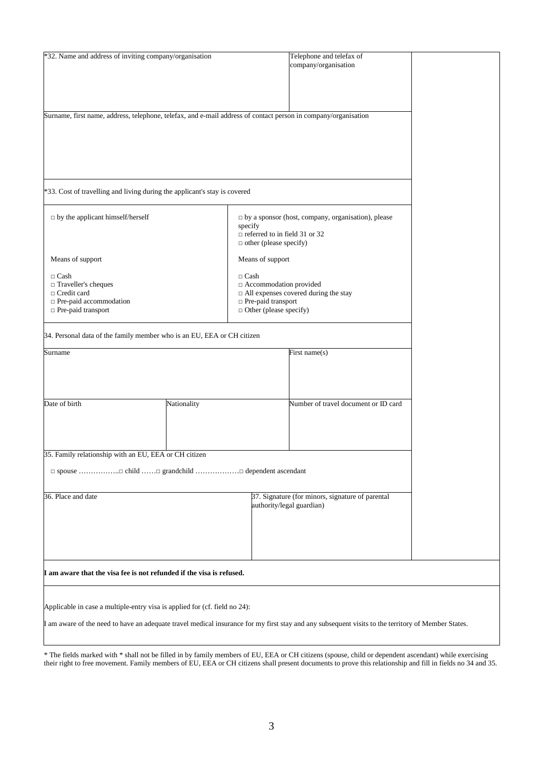*32. Name and address of inviting company/organisation

Telephone and telefax of company/organisation

Surname, first name, address, telephone, telefax, and e-mail address of contact person in company/organisation

*33. Cost of travelling and living during the applicant's stay is covered

| □ by the applicant himself/herself | □ by a sponsor (host, company, organisation), please specify<br>□ referred to in field 31 or 32<br>□ other (please specify) |
|---|---|
| Means of support<br><br>□ Cash<br>□ Traveller's cheques<br>□ Credit card<br>□ Pre-paid accommodation<br>□ Pre-paid transport | Means of support<br><br>□ Cash<br>□ Accommodation provided<br>□ All expenses covered during the stay<br>□ Pre-paid transport<br>□ Other (please specify) |

34. Personal data of the family member who is an EU, EEA or CH citizen

| Surname | | First name(s) |
|---|---|---|
| | | |
| Date of birth | Nationality | Number of travel document or ID card |
| | | |

35. Family relationship with an EU, EEA or CH citizen

□ spouse ……………..□ child ……□ grandchild ………………□ dependent ascendant

| 36. Place and date | 37. Signature (for minors, signature of parental authority/legal guardian) |
|---|---|
| | |

**I am aware that the visa fee is not refunded if the visa is refused.**

Applicable in case a multiple-entry visa is applied for (cf. field no 24):

I am aware of the need to have an adequate travel medical insurance for my first stay and any subsequent visits to the territory of Member States.

* The fields marked with * shall not be filled in by family members of EU, EEA or CH citizens (spouse, child or dependent ascendant) while exercising their right to free movement. Family members of EU, EEA or CH citizens shall present documents to prove this relationship and fill in fields no 34 and 35.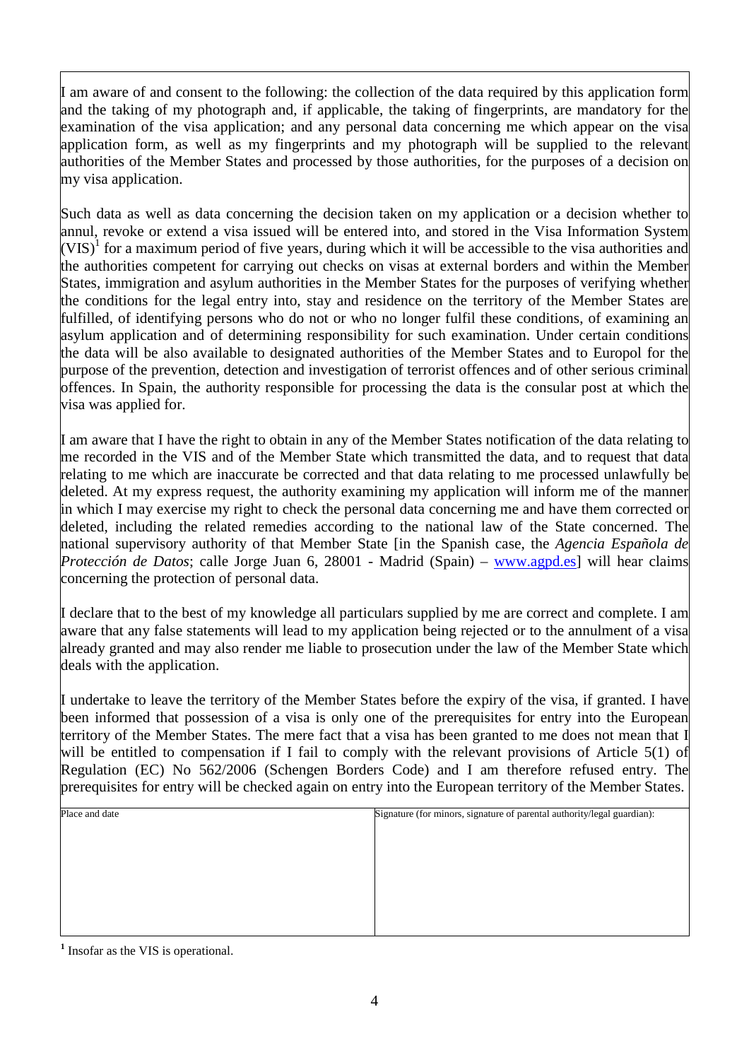I am aware of and consent to the following: the collection of the data required by this application form and the taking of my photograph and, if applicable, the taking of fingerprints, are mandatory for the examination of the visa application; and any personal data concerning me which appear on the visa application form, as well as my fingerprints and my photograph will be supplied to the relevant authorities of the Member States and processed by those authorities, for the purposes of a decision on my visa application.

Such data as well as data concerning the decision taken on my application or a decision whether to annul, revoke or extend a visa issued will be entered into, and stored in the Visa Information System (VIS)[1] for a maximum period of five years, during which it will be accessible to the visa authorities and the authorities competent for carrying out checks on visas at external borders and within the Member States, immigration and asylum authorities in the Member States for the purposes of verifying whether the conditions for the legal entry into, stay and residence on the territory of the Member States are fulfilled, of identifying persons who do not or who no longer fulfil these conditions, of examining an asylum application and of determining responsibility for such examination. Under certain conditions the data will be also available to designated authorities of the Member States and to Europol for the purpose of the prevention, detection and investigation of terrorist offences and of other serious criminal offences. In Spain, the authority responsible for processing the data is the consular post at which the visa was applied for.

I am aware that I have the right to obtain in any of the Member States notification of the data relating to me recorded in the VIS and of the Member State which transmitted the data, and to request that data relating to me which are inaccurate be corrected and that data relating to me processed unlawfully be deleted. At my express request, the authority examining my application will inform me of the manner in which I may exercise my right to check the personal data concerning me and have them corrected or deleted, including the related remedies according to the national law of the State concerned. The national supervisory authority of that Member State [in the Spanish case, the *Agencia Española de Protección de Datos*; calle Jorge Juan 6, 28001 - Madrid (Spain) – www.agpd.es] will hear claims concerning the protection of personal data.

I declare that to the best of my knowledge all particulars supplied by me are correct and complete. I am aware that any false statements will lead to my application being rejected or to the annulment of a visa already granted and may also render me liable to prosecution under the law of the Member State which deals with the application.

I undertake to leave the territory of the Member States before the expiry of the visa, if granted. I have been informed that possession of a visa is only one of the prerequisites for entry into the European territory of the Member States. The mere fact that a visa has been granted to me does not mean that I will be entitled to compensation if I fail to comply with the relevant provisions of Article 5(1) of Regulation (EC) No 562/2006 (Schengen Borders Code) and I am therefore refused entry. The prerequisites for entry will be checked again on entry into the European territory of the Member States.

| Place and date | Signature (for minors, signature of parental authority/legal guardian): |
| --- | --- |
| | |

[1] Insofar as the VIS is operational.